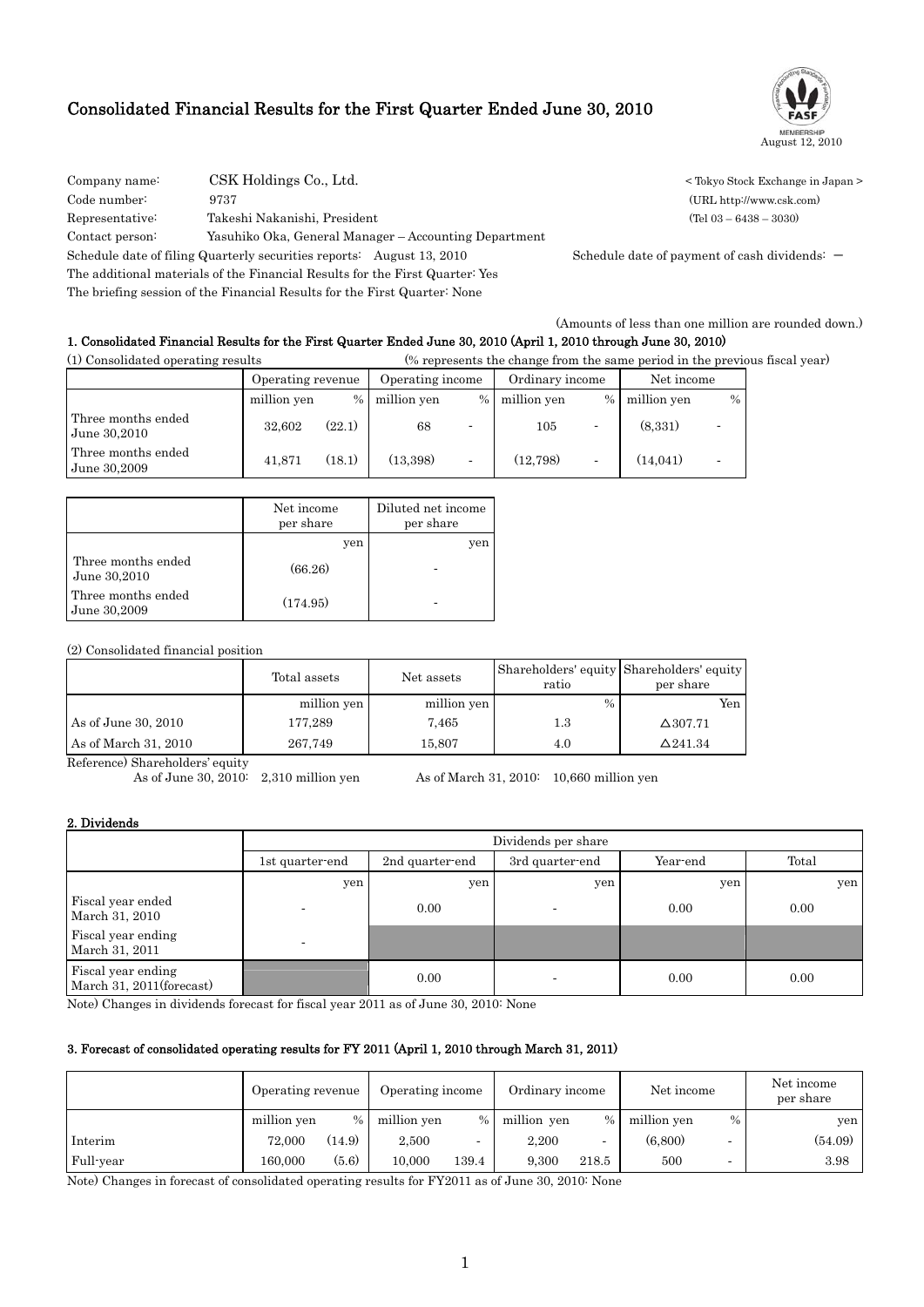# Consolidated Financial Results for the First Quarter Ended June 30, 2010

August 12, 2010

Company name: CSK Holdings Co., Ltd. < Tokyo Stock Exchange in Japan >
Code number: 9737 (URL http://www.csk.com)
Representative: Takeshi Nakanishi, President (Tel 03 – 6438 – 3030)
Contact person: Yasuhiko Oka, General Manager – Accounting Department
Schedule date of filing Quarterly securities reports: August 13, 2010 Schedule date of payment of cash dividends: —
The additional materials of the Financial Results for the First Quarter: Yes
The briefing session of the Financial Results for the First Quarter: None

(Amounts of less than one million are rounded down.)

## 1. Consolidated Financial Results for the First Quarter Ended June 30, 2010 (April 1, 2010 through June 30, 2010)

(1) Consolidated operating results (% represents the change from the same period in the previous fiscal year)

| | Operating revenue | | Operating income | | Ordinary income | | Net income | |
|---|---|---|---|---|---|---|---|---|
| | million yen | % | million yen | % | million yen | % | million yen | % |
| Three months ended June 30,2010 | 32,602 | (22.1) | 68 | - | 105 | - | (8,331) | - |
| Three months ended June 30,2009 | 41,871 | (18.1) | (13,398) | - | (12,798) | - | (14,041) | - |

| | Net income per share | Diluted net income per share |
|---|---|---|
| | yen | yen |
| Three months ended June 30,2010 | (66.26) | - |
| Three months ended June 30,2009 | (174.95) | - |

(2) Consolidated financial position

| | Total assets | Net assets | Shareholders' equity ratio | Shareholders' equity per share |
|---|---|---|---|---|
| | million yen | million yen | % | Yen |
| As of June 30, 2010 | 177,289 | 7,465 | 1.3 | △307.71 |
| As of March 31, 2010 | 267,749 | 15,807 | 4.0 | △241.34 |

Reference) Shareholders' equity
As of June 30, 2010: 2,310 million yen As of March 31, 2010: 10,660 million yen

## 2. Dividends

| | Dividends per share | | | | |
|---|---|---|---|---|---|
| | 1st quarter-end | 2nd quarter-end | 3rd quarter-end | Year-end | Total |
| | yen | yen | yen | yen | yen |
| Fiscal year ended March 31, 2010 | - | 0.00 | - | 0.00 | 0.00 |
| Fiscal year ending March 31, 2011 | - | | | | |
| Fiscal year ending March 31, 2011(forecast) | | 0.00 | - | 0.00 | 0.00 |

Note) Changes in dividends forecast for fiscal year 2011 as of June 30, 2010: None

## 3. Forecast of consolidated operating results for FY 2011 (April 1, 2010 through March 31, 2011)

| | Operating revenue | | Operating income | | Ordinary income | | Net income | | Net income per share |
|---|---|---|---|---|---|---|---|---|---|
| | million yen | % | million yen | % | million yen | % | million yen | % | yen |
| Interim | 72,000 | (14.9) | 2,500 | - | 2,200 | - | (6,800) | - | (54.09) |
| Full-year | 160,000 | (5.6) | 10,000 | 139.4 | 9,300 | 218.5 | 500 | - | 3.98 |

Note) Changes in forecast of consolidated operating results for FY2011 as of June 30, 2010: None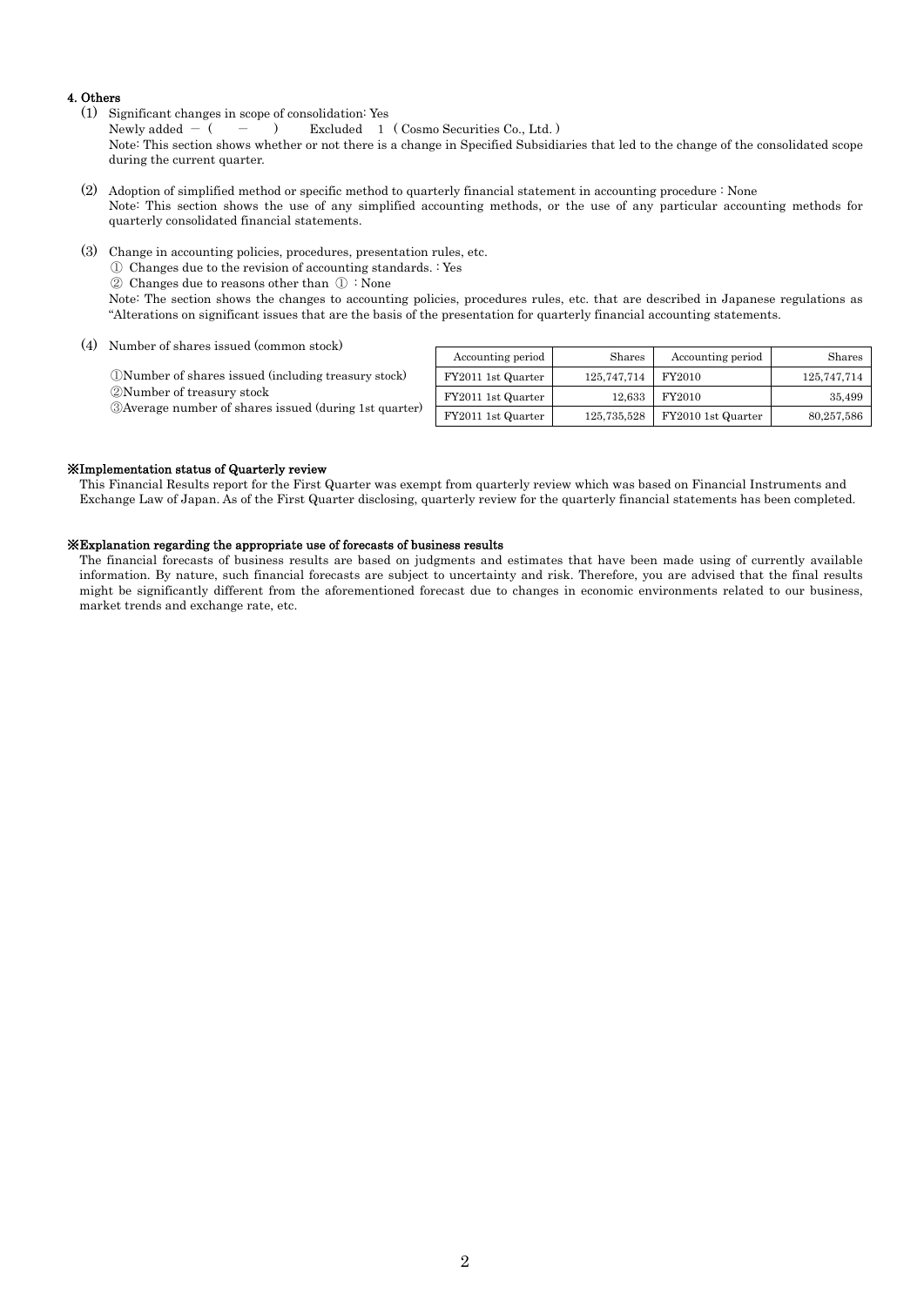#### 4. Others

(1) Significant changes in scope of consolidation: Yes
Newly added − ( − ) Excluded 1 ( Cosmo Securities Co., Ltd. )
Note: This section shows whether or not there is a change in Specified Subsidiaries that led to the change of the consolidated scope during the current quarter.

(2) Adoption of simplified method or specific method to quarterly financial statement in accounting procedure : None
Note: This section shows the use of any simplified accounting methods, or the use of any particular accounting methods for quarterly consolidated financial statements.

(3) Change in accounting policies, procedures, presentation rules, etc.
① Changes due to the revision of accounting standards. : Yes
② Changes due to reasons other than ① : None
Note: The section shows the changes to accounting policies, procedures rules, etc. that are described in Japanese regulations as "Alterations on significant issues that are the basis of the presentation for quarterly financial accounting statements.

(4) Number of shares issued (common stock)

| | Accounting period | Shares | Accounting period | Shares |
|---|---|---|---|---|
| ①Number of shares issued (including treasury stock) | FY2011 1st Quarter | 125,747,714 | FY2010 | 125,747,714 |
| ②Number of treasury stock | FY2011 1st Quarter | 12,633 | FY2010 | 35,499 |
| ③Average number of shares issued (during 1st quarter) | FY2011 1st Quarter | 125,735,528 | FY2010 1st Quarter | 80,257,586 |

#### ※Implementation status of Quarterly review

This Financial Results report for the First Quarter was exempt from quarterly review which was based on Financial Instruments and Exchange Law of Japan. As of the First Quarter disclosing, quarterly review for the quarterly financial statements has been completed.

#### ※Explanation regarding the appropriate use of forecasts of business results

The financial forecasts of business results are based on judgments and estimates that have been made using of currently available information. By nature, such financial forecasts are subject to uncertainty and risk. Therefore, you are advised that the final results might be significantly different from the aforementioned forecast due to changes in economic environments related to our business, market trends and exchange rate, etc.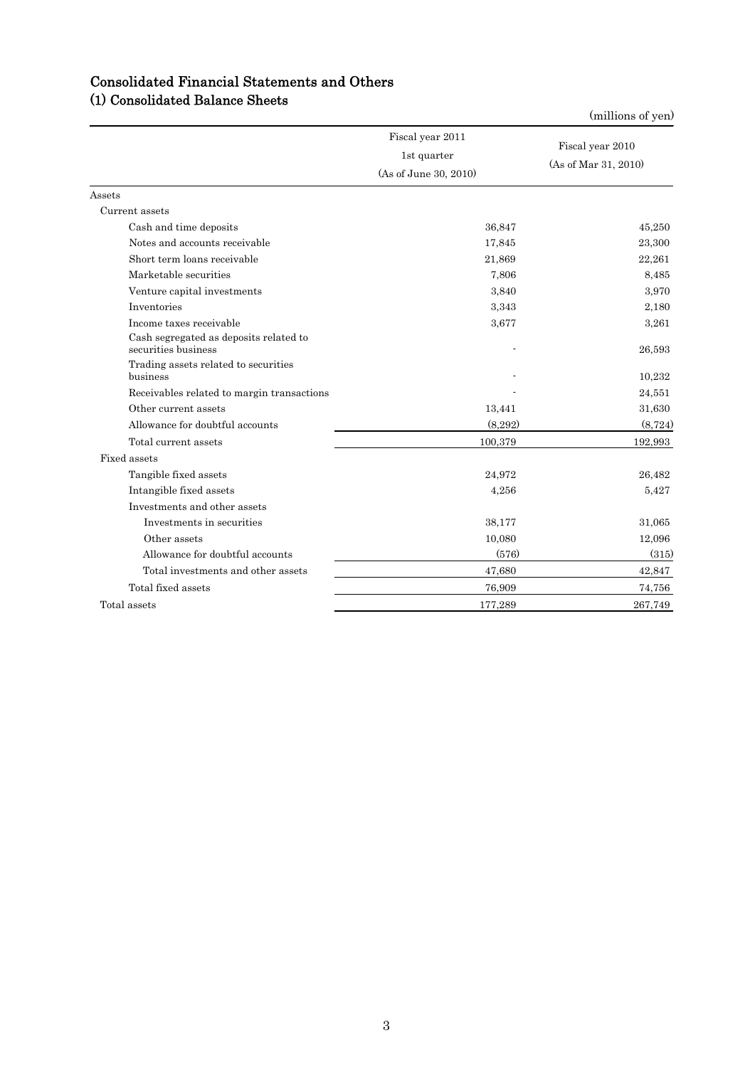# Consolidated Financial Statements and Others

## (1) Consolidated Balance Sheets

(millions of yen)

| | Fiscal year 2011 1st quarter (As of June 30, 2010) | Fiscal year 2010 (As of Mar 31, 2010) |
|---|---|---|
| Assets | | |
| Current assets | | |
| Cash and time deposits | 36,847 | 45,250 |
| Notes and accounts receivable | 17,845 | 23,300 |
| Short term loans receivable | 21,869 | 22,261 |
| Marketable securities | 7,806 | 8,485 |
| Venture capital investments | 3,840 | 3,970 |
| Inventories | 3,343 | 2,180 |
| Income taxes receivable | 3,677 | 3,261 |
| Cash segregated as deposits related to securities business | - | 26,593 |
| Trading assets related to securities business | - | 10,232 |
| Receivables related to margin transactions | - | 24,551 |
| Other current assets | 13,441 | 31,630 |
| Allowance for doubtful accounts | (8,292) | (8,724) |
| Total current assets | 100,379 | 192,993 |
| Fixed assets | | |
| Tangible fixed assets | 24,972 | 26,482 |
| Intangible fixed assets | 4,256 | 5,427 |
| Investments and other assets | | |
| Investments in securities | 38,177 | 31,065 |
| Other assets | 10,080 | 12,096 |
| Allowance for doubtful accounts | (576) | (315) |
| Total investments and other assets | 47,680 | 42,847 |
| Total fixed assets | 76,909 | 74,756 |
| Total assets | 177,289 | 267,749 |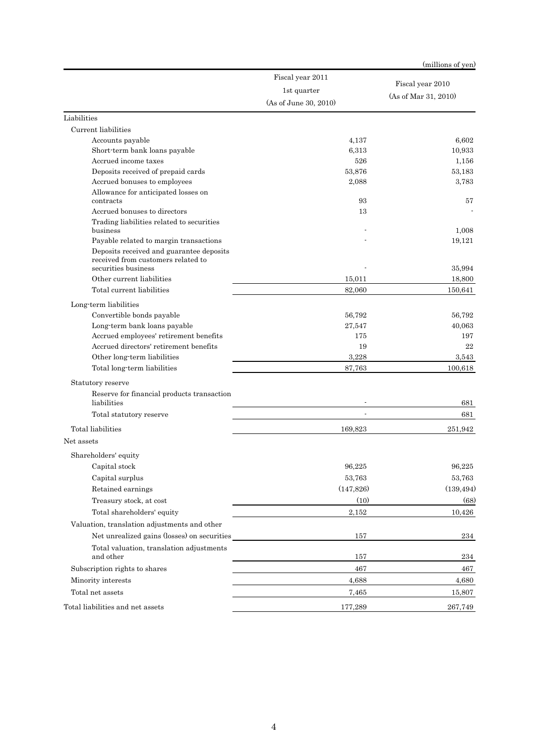(millions of yen)

| | Fiscal year 2011 1st quarter (As of June 30, 2010) | Fiscal year 2010 (As of Mar 31, 2010) |
|---|---|---|
| Liabilities | | |
| Current liabilities | | |
| Accounts payable | 4,137 | 6,602 |
| Short-term bank loans payable | 6,313 | 10,933 |
| Accrued income taxes | 526 | 1,156 |
| Deposits received of prepaid cards | 53,876 | 53,183 |
| Accrued bonuses to employees | 2,088 | 3,783 |
| Allowance for anticipated losses on contracts | 93 | 57 |
| Accrued bonuses to directors | 13 | - |
| Trading liabilities related to securities business | - | 1,008 |
| Payable related to margin transactions | - | 19,121 |
| Deposits received and guarantee deposits received from customers related to securities business | - | 35,994 |
| Other current liabilities | 15,011 | 18,800 |
| Total current liabilities | 82,060 | 150,641 |
| Long-term liabilities | | |
| Convertible bonds payable | 56,792 | 56,792 |
| Long-term bank loans payable | 27,547 | 40,063 |
| Accrued employees' retirement benefits | 175 | 197 |
| Accrued directors' retirement benefits | 19 | 22 |
| Other long-term liabilities | 3,228 | 3,543 |
| Total long-term liabilities | 87,763 | 100,618 |
| Statutory reserve | | |
| Reserve for financial products transaction liabilities | - | 681 |
| Total statutory reserve | - | 681 |
| Total liabilities | 169,823 | 251,942 |
| Net assets | | |
| Shareholders' equity | | |
| Capital stock | 96,225 | 96,225 |
| Capital surplus | 53,763 | 53,763 |
| Retained earnings | (147,826) | (139,494) |
| Treasury stock, at cost | (10) | (68) |
| Total shareholders' equity | 2,152 | 10,426 |
| Valuation, translation adjustments and other | | |
| Net unrealized gains (losses) on securities | 157 | 234 |
| Total valuation, translation adjustments and other | 157 | 234 |
| Subscription rights to shares | 467 | 467 |
| Minority interests | 4,688 | 4,680 |
| Total net assets | 7,465 | 15,807 |
| Total liabilities and net assets | 177,289 | 267,749 |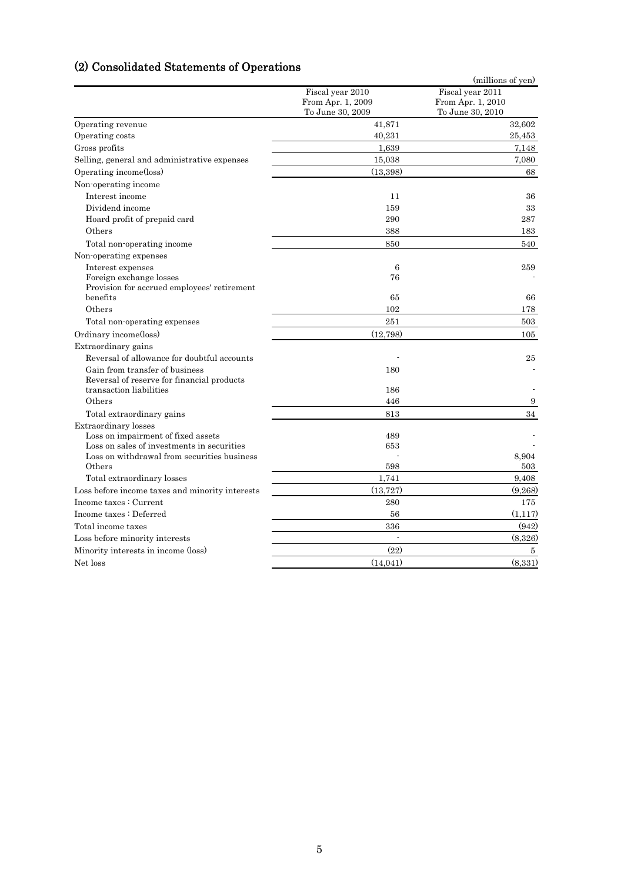## (2) Consolidated Statements of Operations

(millions of yen)

| | Fiscal year 2010 From Apr. 1, 2009 To June 30, 2009 | Fiscal year 2011 From Apr. 1, 2010 To June 30, 2010 |
|---|---|---|
| Operating revenue | 41,871 | 32,602 |
| Operating costs | 40,231 | 25,453 |
| Gross profits | 1,639 | 7,148 |
| Selling, general and administrative expenses | 15,038 | 7,080 |
| Operating income(loss) | (13,398) | 68 |
| Non-operating income | | |
| Interest income | 11 | 36 |
| Dividend income | 159 | 33 |
| Hoard profit of prepaid card | 290 | 287 |
| Others | 388 | 183 |
| Total non-operating income | 850 | 540 |
| Non-operating expenses | | |
| Interest expenses | 6 | 259 |
| Foreign exchange losses | 76 | - |
| Provision for accrued employees' retirement benefits | 65 | 66 |
| Others | 102 | 178 |
| Total non-operating expenses | 251 | 503 |
| Ordinary income(loss) | (12,798) | 105 |
| Extraordinary gains | | |
| Reversal of allowance for doubtful accounts | - | 25 |
| Gain from transfer of business | 180 | - |
| Reversal of reserve for financial products transaction liabilities | 186 | - |
| Others | 446 | 9 |
| Total extraordinary gains | 813 | 34 |
| Extraordinary losses | | |
| Loss on impairment of fixed assets | 489 | - |
| Loss on sales of investments in securities | 653 | - |
| Loss on withdrawal from securities business | - | 8,904 |
| Others | 598 | 503 |
| Total extraordinary losses | 1,741 | 9,408 |
| Loss before income taxes and minority interests | (13,727) | (9,268) |
| Income taxes : Current | 280 | 175 |
| Income taxes : Deferred | 56 | (1,117) |
| Total income taxes | 336 | (942) |
| Loss before minority interests | - | (8,326) |
| Minority interests in income (loss) | (22) | 5 |
| Net loss | (14,041) | (8,331) |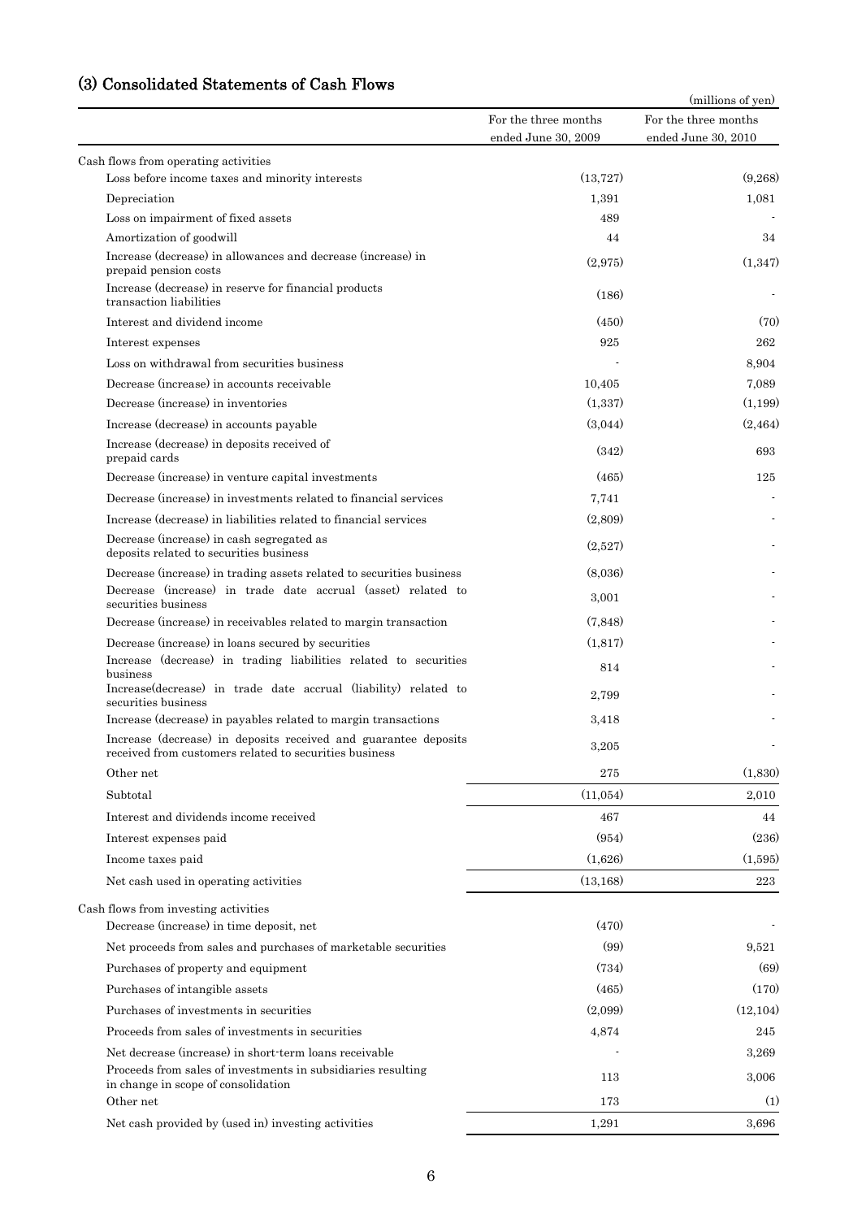## (3) Consolidated Statements of Cash Flows

(millions of yen)

| | For the three months ended June 30, 2009 | For the three months ended June 30, 2010 |
|---|---|---|
| Cash flows from operating activities | | |
| Loss before income taxes and minority interests | (13,727) | (9,268) |
| Depreciation | 1,391 | 1,081 |
| Loss on impairment of fixed assets | 489 | - |
| Amortization of goodwill | 44 | 34 |
| Increase (decrease) in allowances and decrease (increase) in prepaid pension costs | (2,975) | (1,347) |
| Increase (decrease) in reserve for financial products transaction liabilities | (186) | - |
| Interest and dividend income | (450) | (70) |
| Interest expenses | 925 | 262 |
| Loss on withdrawal from securities business | - | 8,904 |
| Decrease (increase) in accounts receivable | 10,405 | 7,089 |
| Decrease (increase) in inventories | (1,337) | (1,199) |
| Increase (decrease) in accounts payable | (3,044) | (2,464) |
| Increase (decrease) in deposits received of prepaid cards | (342) | 693 |
| Decrease (increase) in venture capital investments | (465) | 125 |
| Decrease (increase) in investments related to financial services | 7,741 | - |
| Increase (decrease) in liabilities related to financial services | (2,809) | - |
| Decrease (increase) in cash segregated as deposits related to securities business | (2,527) | - |
| Decrease (increase) in trading assets related to securities business | (8,036) | - |
| Decrease (increase) in trade date accrual (asset) related to securities business | 3,001 | - |
| Decrease (increase) in receivables related to margin transaction | (7,848) | - |
| Decrease (increase) in loans secured by securities | (1,817) | - |
| Increase (decrease) in trading liabilities related to securities business | 814 | - |
| Increase(decrease) in trade date accrual (liability) related to securities business | 2,799 | - |
| Increase (decrease) in payables related to margin transactions | 3,418 | - |
| Increase (decrease) in deposits received and guarantee deposits received from customers related to securities business | 3,205 | - |
| Other net | 275 | (1,830) |
| Subtotal | (11,054) | 2,010 |
| Interest and dividends income received | 467 | 44 |
| Interest expenses paid | (954) | (236) |
| Income taxes paid | (1,626) | (1,595) |
| Net cash used in operating activities | (13,168) | 223 |
| Cash flows from investing activities | | |
| Decrease (increase) in time deposit, net | (470) | - |
| Net proceeds from sales and purchases of marketable securities | (99) | 9,521 |
| Purchases of property and equipment | (734) | (69) |
| Purchases of intangible assets | (465) | (170) |
| Purchases of investments in securities | (2,099) | (12,104) |
| Proceeds from sales of investments in securities | 4,874 | 245 |
| Net decrease (increase) in short-term loans receivable | - | 3,269 |
| Proceeds from sales of investments in subsidiaries resulting in change in scope of consolidation | 113 | 3,006 |
| Other net | 173 | (1) |
| Net cash provided by (used in) investing activities | 1,291 | 3,696 |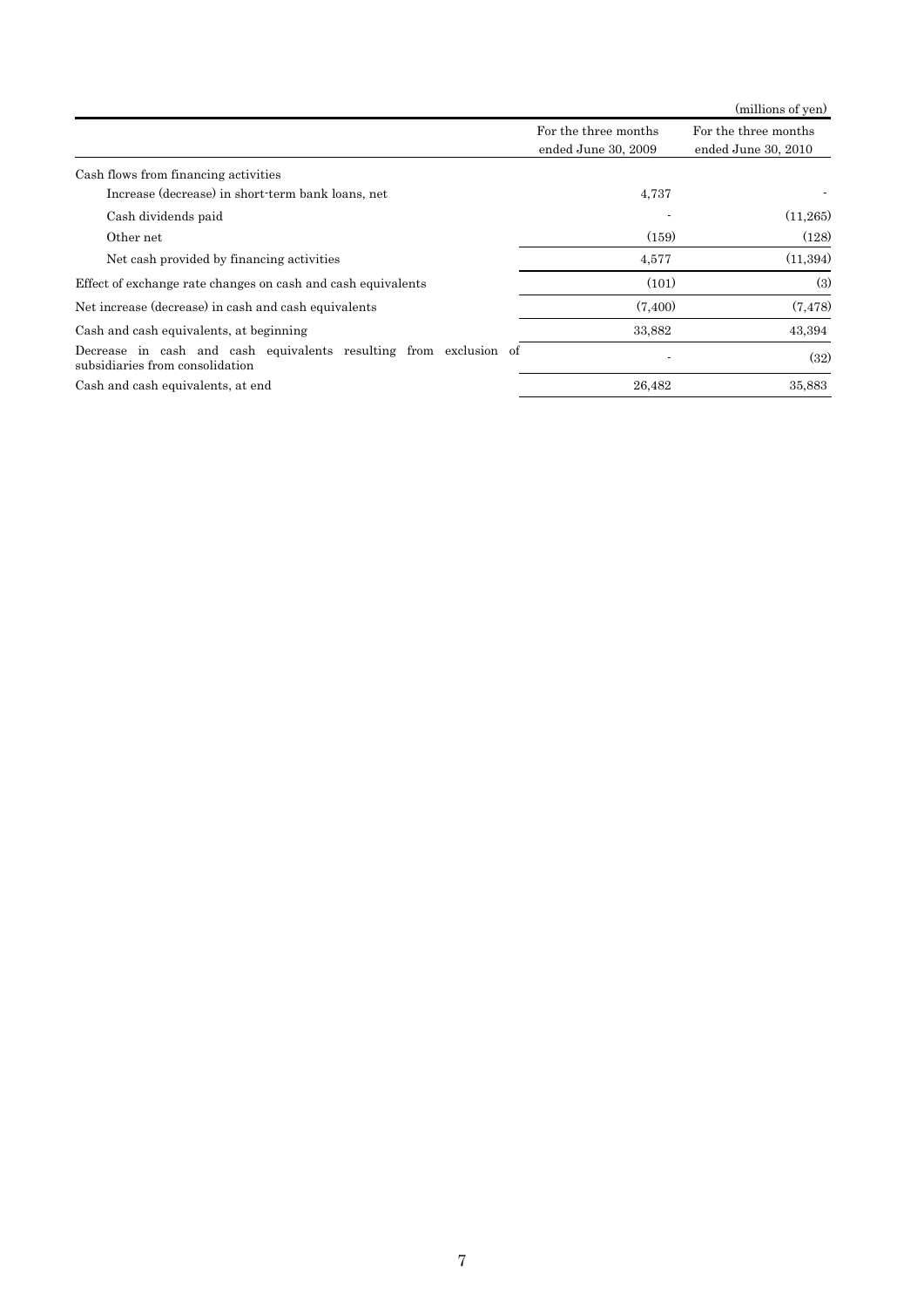(millions of yen)

| | For the three months ended June 30, 2009 | For the three months ended June 30, 2010 |
|---|---|---|
| Cash flows from financing activities | | |
| Increase (decrease) in short-term bank loans, net | 4,737 | - |
| Cash dividends paid | - | (11,265) |
| Other net | (159) | (128) |
| Net cash provided by financing activities | 4,577 | (11,394) |
| Effect of exchange rate changes on cash and cash equivalents | (101) | (3) |
| Net increase (decrease) in cash and cash equivalents | (7,400) | (7,478) |
| Cash and cash equivalents, at beginning | 33,882 | 43,394 |
| Decrease in cash and cash equivalents resulting from exclusion of subsidiaries from consolidation | - | (32) |
| Cash and cash equivalents, at end | 26,482 | 35,883 |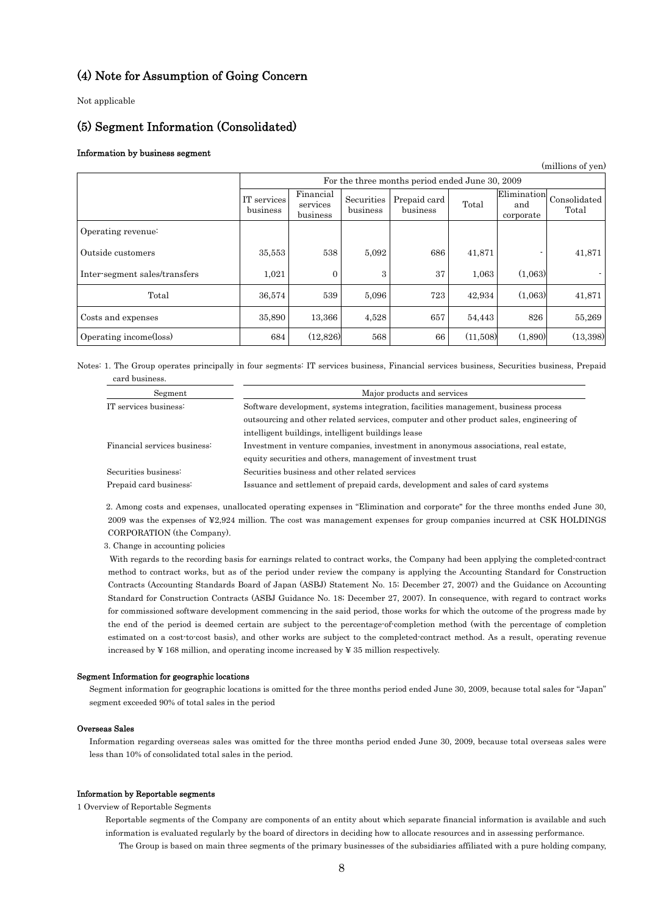## (4) Note for Assumption of Going Concern

Not applicable

## (5) Segment Information (Consolidated)

### Information by business segment

(millions of yen)

| | For the three months period ended June 30, 2009 | | | | | | |
|---|---|---|---|---|---|---|---|
| | IT services business | Financial services business | Securities business | Prepaid card business | Total | Elimination and corporate | Consolidated Total |
| Operating revenue: | | | | | | | |
| Outside customers | 35,553 | 538 | 5,092 | 686 | 41,871 | - | 41,871 |
| Inter-segment sales/transfers | 1,021 | 0 | 3 | 37 | 1,063 | (1,063) | - |
| Total | 36,574 | 539 | 5,096 | 723 | 42,934 | (1,063) | 41,871 |
| Costs and expenses | 35,890 | 13,366 | 4,528 | 657 | 54,443 | 826 | 55,269 |
| Operating income(loss) | 684 | (12,826) | 568 | 66 | (11,508) | (1,890) | (13,398) |

Notes: 1. The Group operates principally in four segments: IT services business, Financial services business, Securities business, Prepaid card business.

| Segment | Major products and services |
|---|---|
| IT services business: | Software development, systems integration, facilities management, business process outsourcing and other related services, computer and other product sales, engineering of intelligent buildings, intelligent buildings lease |
| Financial services business: | Investment in venture companies, investment in anonymous associations, real estate, equity securities and others, management of investment trust |
| Securities business: | Securities business and other related services |
| Prepaid card business: | Issuance and settlement of prepaid cards, development and sales of card systems |

2. Among costs and expenses, unallocated operating expenses in "Elimination and corporate" for the three months ended June 30, 2009 was the expenses of ¥2,924 million. The cost was management expenses for group companies incurred at CSK HOLDINGS CORPORATION (the Company).

3. Change in accounting policies

With regards to the recording basis for earnings related to contract works, the Company had been applying the completed-contract method to contract works, but as of the period under review the company is applying the Accounting Standard for Construction Contracts (Accounting Standards Board of Japan (ASBJ) Statement No. 15; December 27, 2007) and the Guidance on Accounting Standard for Construction Contracts (ASBJ Guidance No. 18; December 27, 2007). In consequence, with regard to contract works for commissioned software development commencing in the said period, those works for which the outcome of the progress made by the end of the period is deemed certain are subject to the percentage-of-completion method (with the percentage of completion estimated on a cost-to-cost basis), and other works are subject to the completed-contract method. As a result, operating revenue increased by ¥ 168 million, and operating income increased by ¥ 35 million respectively.

### Segment Information for geographic locations

Segment information for geographic locations is omitted for the three months period ended June 30, 2009, because total sales for "Japan" segment exceeded 90% of total sales in the period

### Overseas Sales

Information regarding overseas sales was omitted for the three months period ended June 30, 2009, because total overseas sales were less than 10% of consolidated total sales in the period.

### Information by Reportable segments

1 Overview of Reportable Segments

Reportable segments of the Company are components of an entity about which separate financial information is available and such information is evaluated regularly by the board of directors in deciding how to allocate resources and in assessing performance.

The Group is based on main three segments of the primary businesses of the subsidiaries affiliated with a pure holding company,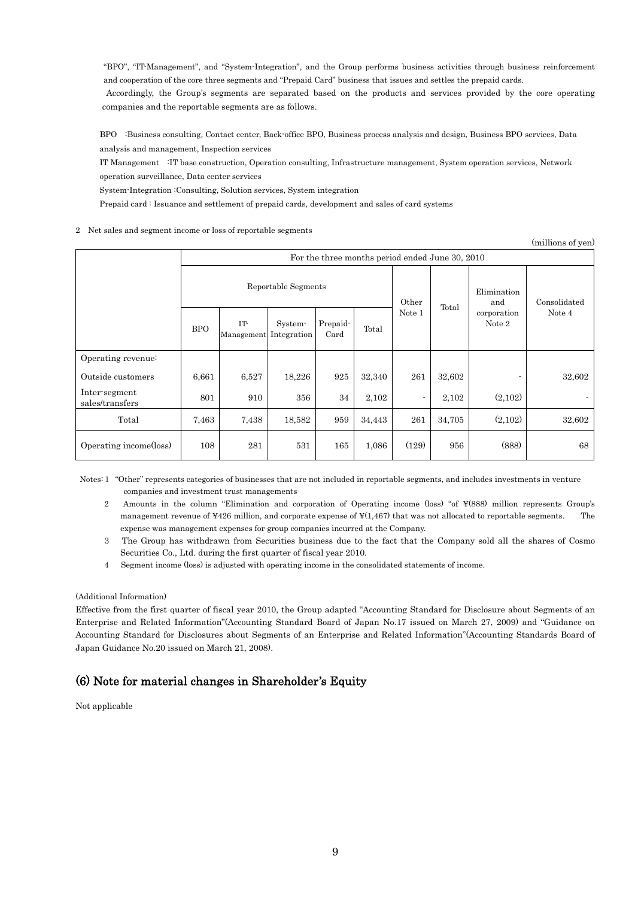"BPO", "IT-Management", and "System-Integration", and the Group performs business activities through business reinforcement and cooperation of the core three segments and "Prepaid Card" business that issues and settles the prepaid cards.

Accordingly, the Group's segments are separated based on the products and services provided by the core operating companies and the reportable segments are as follows.

BPO :Business consulting, Contact center, Back-office BPO, Business process analysis and design, Business BPO services, Data analysis and management, Inspection services

IT Management :IT base construction, Operation consulting, Infrastructure management, System operation services, Network operation surveillance, Data center services

System-Integration :Consulting, Solution services, System integration

Prepaid card : Issuance and settlement of prepaid cards, development and sales of card systems

2 Net sales and segment income or loss of reportable segments

(millions of yen)

| | For the three months period ended June 30, 2010 | | | | | | | | |
|---|---|---|---|---|---|---|---|---|---|
| | Reportable Segments | | | | | Other Note 1 | Total | Elimination and corporation Note 2 | Consolidated Note 4 |
| | BPO | IT-Management | System-Integration | Prepaid-Card | Total | | | | |
| Operating revenue: | | | | | | | | | |
| Outside customers | 6,661 | 6,527 | 18,226 | 925 | 32,340 | 261 | 32,602 | - | 32,602 |
| Inter-segment sales/transfers | 801 | 910 | 356 | 34 | 2,102 | - | 2,102 | (2,102) | - |
| Total | 7,463 | 7,438 | 18,582 | 959 | 34,443 | 261 | 34,705 | (2,102) | 32,602 |
| Operating income(loss) | 108 | 281 | 531 | 165 | 1,086 | (129) | 956 | (888) | 68 |

Notes: 1 "Other" represents categories of businesses that are not included in reportable segments, and includes investments in venture companies and investment trust managements

2 Amounts in the column "Elimination and corporation of Operating income (loss) "of ¥(888) million represents Group's management revenue of ¥426 million, and corporate expense of ¥(1,467) that was not allocated to reportable segments. The expense was management expenses for group companies incurred at the Company.

3 The Group has withdrawn from Securities business due to the fact that the Company sold all the shares of Cosmo Securities Co., Ltd. during the first quarter of fiscal year 2010.

4 Segment income (loss) is adjusted with operating income in the consolidated statements of income.

(Additional Information)

Effective from the first quarter of fiscal year 2010, the Group adapted "Accounting Standard for Disclosure about Segments of an Enterprise and Related Information"(Accounting Standard Board of Japan No.17 issued on March 27, 2009) and "Guidance on Accounting Standard for Disclosures about Segments of an Enterprise and Related Information"(Accounting Standards Board of Japan Guidance No.20 issued on March 21, 2008).

## (6) Note for material changes in Shareholder's Equity

Not applicable